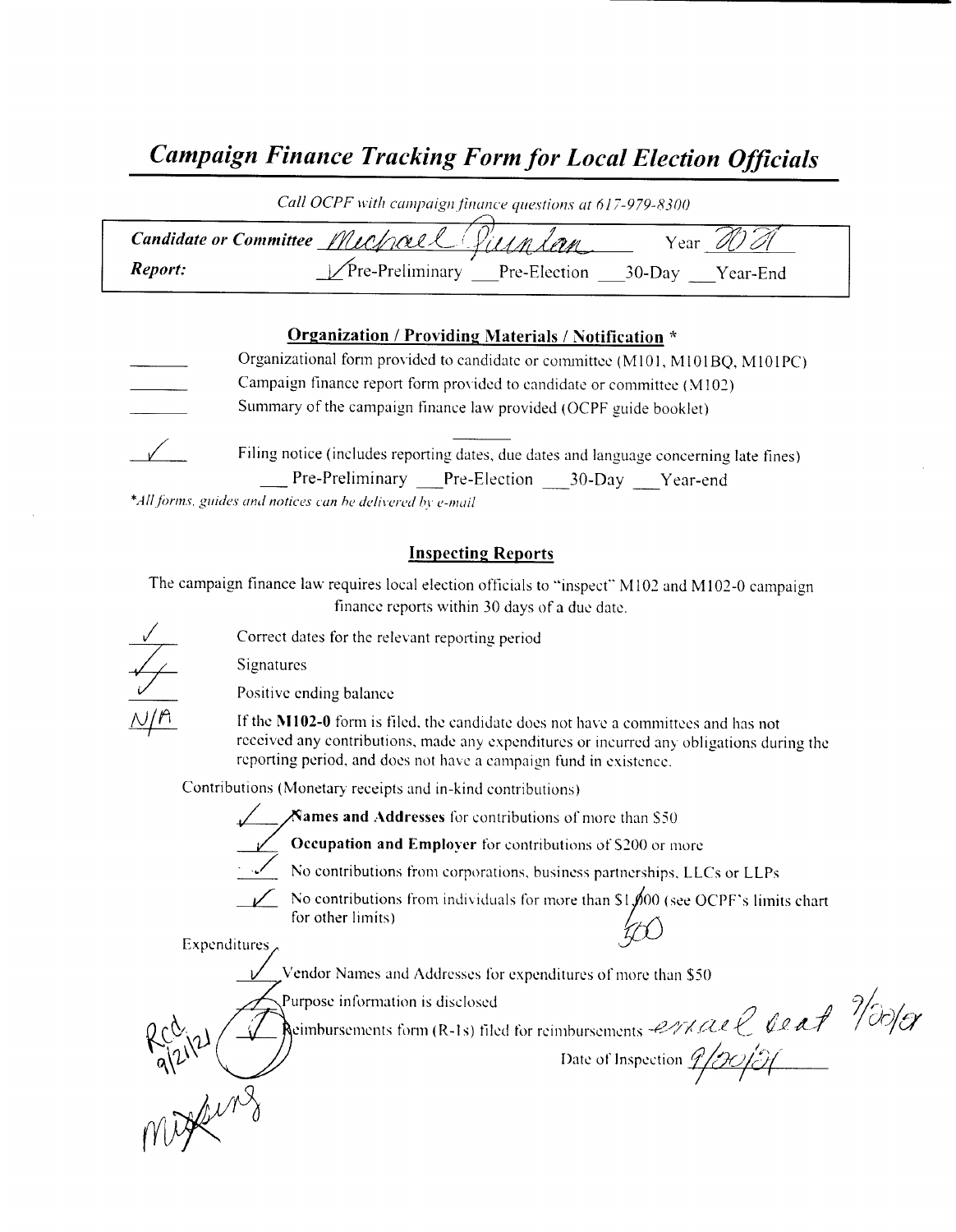# *Campaign Finance Tracking Form for Local Election Officials*

*Call OCPF with campaign finance questions at 617-979-8300*

**Candidate or Committee** Michael Quinlan Year 2021

**Report:** ✓ Pre-Preliminary ___ Pre-Election ___ 30-Day ___ Year-End

## Organization / Providing Materials / Notification *

- ___ Organizational form provided to candidate or committee (M101, M101BQ, M101PC)
- ___ Campaign finance report form provided to candidate or committee (M102)
- ___ Summary of the campaign finance law provided (OCPF guide booklet)
- ✓ Filing notice (includes reporting dates, due dates and language concerning late fines)
  ___ Pre-Preliminary ___ Pre-Election ___ 30-Day ___ Year-end

**All forms, guides and notices can be delivered by e-mail*

## Inspecting Reports

The campaign finance law requires local election officials to "inspect" M102 and M102-0 campaign finance reports within 30 days of a due date.

- ✓ Correct dates for the relevant reporting period
- ✓ Signatures
- ✓ Positive ending balance
- N/A If the **M102-0** form is filed, the candidate does not have a committees and has not received any contributions, made any expenditures or incurred any obligations during the reporting period, and does not have a campaign fund in existence.

Contributions (Monetary receipts and in-kind contributions)

- ✓ **Names and Addresses** for contributions of more than $50
- ✓ **Occupation and Employer** for contributions of $200 or more
- ✓ No contributions from corporations, business partnerships, LLCs or LLPs
- ✓ No contributions from individuals for more than $1,000 (see OCPF's limits chart for other limits) 500

Expenditures

- ✓ Vendor Names and Addresses for expenditures of more than $50
- ✓ Purpose information is disclosed
- ✓ Reimbursements form (R-1s) filed for reimbursements email sent 9/20/21

Date of Inspection 9/20/21

Rcd 9/21/21 missing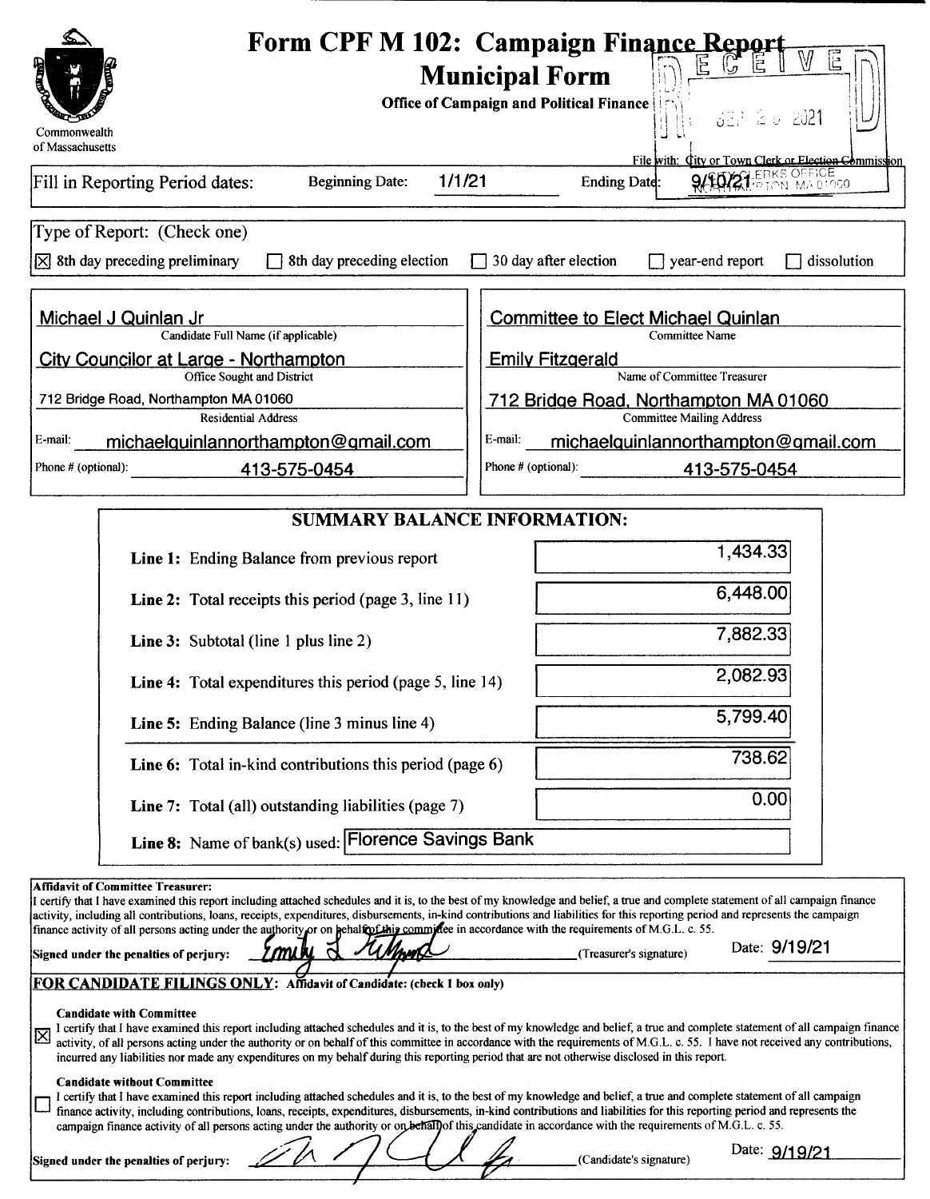# Form CPF M 102: Campaign Finance Report

## Municipal Form

**Office of Campaign and Political Finance**

Commonwealth of Massachusetts

RECEIVED SEP 20 2021 CITY CLERKS OFFICE NORTHAMPTON MA 01060

File with: City or Town Clerk or Election Commission

Fill in Reporting Period dates: Beginning Date: 1/1/21 Ending Date: 9/10/21

Type of Report: (Check one)

- [x] 8th day preceding preliminary
- [ ] 8th day preceding election
- [ ] 30 day after election
- [ ] year-end report
- [ ] dissolution

| | |
|---|---|
| Michael J Quinlan Jr | Committee to Elect Michael Quinlan |
| Candidate Full Name (if applicable) | Committee Name |
| City Councilor at Large - Northampton | Emily Fitzgerald |
| Office Sought and District | Name of Committee Treasurer |
| 712 Bridge Road, Northampton MA 01060 | 712 Bridge Road, Northampton MA 01060 |
| Residential Address | Committee Mailing Address |
| E-mail: michaelquinlannorthampton@gmail.com | E-mail: michaelquinlannorthampton@gmail.com |
| Phone # (optional): 413-575-0454 | Phone # (optional): 413-575-0454 |

### SUMMARY BALANCE INFORMATION:

| | |
|---|---|
| **Line 1:** Ending Balance from previous report | 1,434.33 |
| **Line 2:** Total receipts this period (page 3, line 11) | 6,448.00 |
| **Line 3:** Subtotal (line 1 plus line 2) | 7,882.33 |
| **Line 4:** Total expenditures this period (page 5, line 14) | 2,082.93 |
| **Line 5:** Ending Balance (line 3 minus line 4) | 5,799.40 |
| **Line 6:** Total in-kind contributions this period (page 6) | 738.62 |
| **Line 7:** Total (all) outstanding liabilities (page 7) | 0.00 |
| **Line 8:** Name of bank(s) used: | Florence Savings Bank |

**Affidavit of Committee Treasurer:**
I certify that I have examined this report including attached schedules and it is, to the best of my knowledge and belief, a true and complete statement of all campaign finance activity, including all contributions, loans, receipts, expenditures, disbursements, in-kind contributions and liabilities for this reporting period and represents the campaign finance activity of all persons acting under the authority or on behalf of this committee in accordance with the requirements of M.G.L. c. 55.

**Signed under the penalties of perjury:** Emily L Fitzgerald (Treasurer's signature) Date: 9/19/21

**FOR CANDIDATE FILINGS ONLY: Affidavit of Candidate: (check 1 box only)**

**Candidate with Committee**

- [x] I certify that I have examined this report including attached schedules and it is, to the best of my knowledge and belief, a true and complete statement of all campaign finance activity, of all persons acting under the authority or on behalf of this committee in accordance with the requirements of M.G.L. c. 55. I have not received any contributions, incurred any liabilities nor made any expenditures on my behalf during this reporting period that are not otherwise disclosed in this report.

**Candidate without Committee**

- [ ] I certify that I have examined this report including attached schedules and it is, to the best of my knowledge and belief, a true and complete statement of all campaign finance activity, including contributions, loans, receipts, expenditures, disbursements, in-kind contributions and liabilities for this reporting period and represents the campaign finance activity of all persons acting under the authority or on behalf of this candidate in accordance with the requirements of M.G.L. c. 55.

**Signed under the penalties of perjury:** [signature] (Candidate's signature) Date: 9/19/21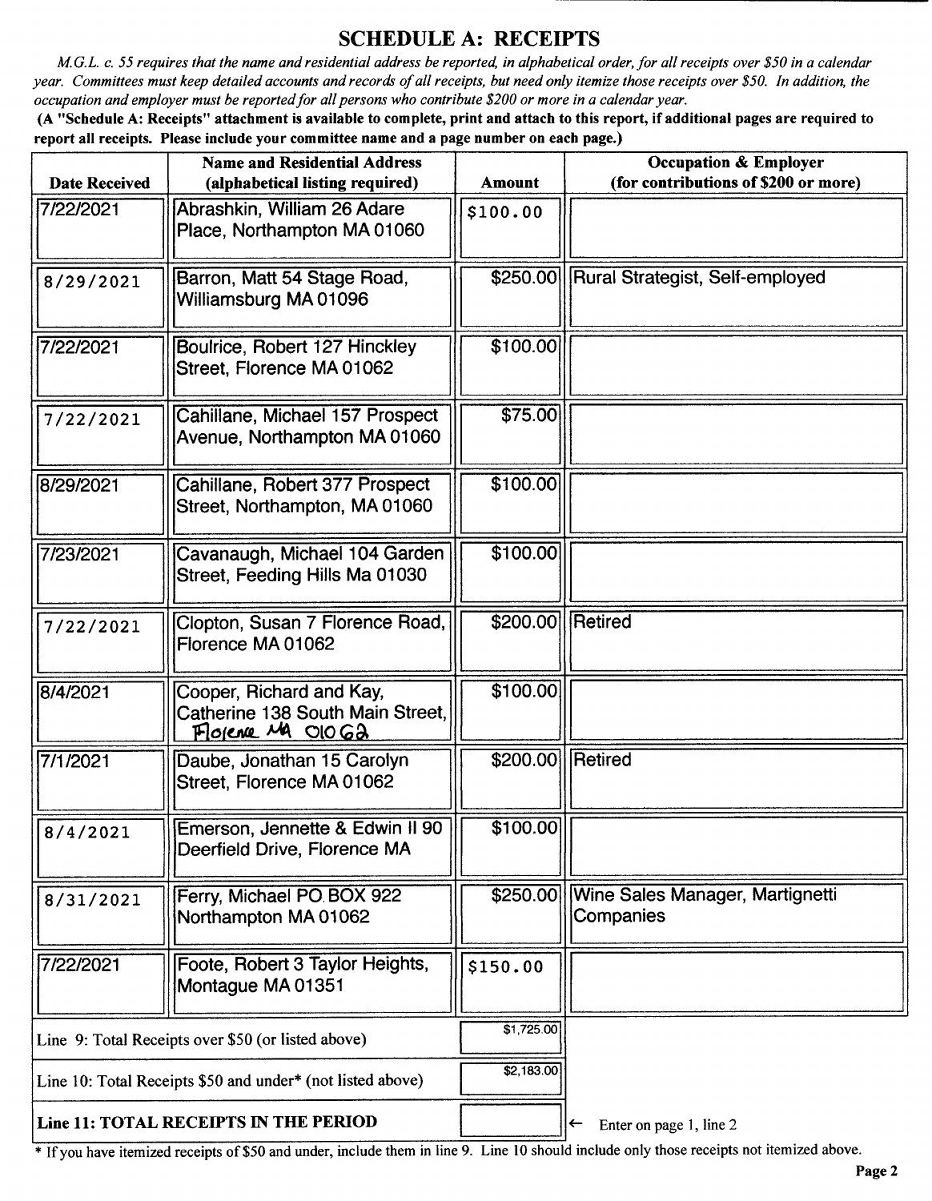## SCHEDULE A: RECEIPTS

*M.G.L. c. 55 requires that the name and residential address be reported, in alphabetical order, for all receipts over $50 in a calendar year. Committees must keep detailed accounts and records of all receipts, but need only itemize those receipts over $50. In addition, the occupation and employer must be reported for all persons who contribute $200 or more in a calendar year.*

**(A "Schedule A: Receipts" attachment is available to complete, print and attach to this report, if additional pages are required to report all receipts. Please include your committee name and a page number on each page.)**

| Date Received | Name and Residential Address (alphabetical listing required) | Amount | Occupation & Employer (for contributions of $200 or more) |
|---|---|---|---|
| 7/22/2021 | Abrashkin, William 26 Adare Place, Northampton MA 01060 | $100.00 | |
| 8/29/2021 | Barron, Matt 54 Stage Road, Williamsburg MA 01096 | $250.00 | Rural Strategist, Self-employed |
| 7/22/2021 | Boulrice, Robert 127 Hinckley Street, Florence MA 01062 | $100.00 | |
| 7/22/2021 | Cahillane, Michael 157 Prospect Avenue, Northampton MA 01060 | $75.00 | |
| 8/29/2021 | Cahillane, Robert 377 Prospect Street, Northampton, MA 01060 | $100.00 | |
| 7/23/2021 | Cavanaugh, Michael 104 Garden Street, Feeding Hills Ma 01030 | $100.00 | |
| 7/22/2021 | Clopton, Susan 7 Florence Road, Florence MA 01062 | $200.00 | Retired |
| 8/4/2021 | Cooper, Richard and Kay, Catherine 138 South Main Street, Florence MA 01062 | $100.00 | |
| 7/1/2021 | Daube, Jonathan 15 Carolyn Street, Florence MA 01062 | $200.00 | Retired |
| 8/4/2021 | Emerson, Jennette & Edwin II 90 Deerfield Drive, Florence MA | $100.00 | |
| 8/31/2021 | Ferry, Michael PO BOX 922 Northampton MA 01062 | $250.00 | Wine Sales Manager, Martignetti Companies |
| 7/22/2021 | Foote, Robert 3 Taylor Heights, Montague MA 01351 | $150.00 | |

| | |
|---|---|
| Line 9: Total Receipts over $50 (or listed above) | $1,725.00 |
| Line 10: Total Receipts $50 and under* (not listed above) | $2,183.00 |
| **Line 11: TOTAL RECEIPTS IN THE PERIOD** | ← Enter on page 1, line 2 |

\* If you have itemized receipts of $50 and under, include them in line 9. Line 10 should include only those receipts not itemized above.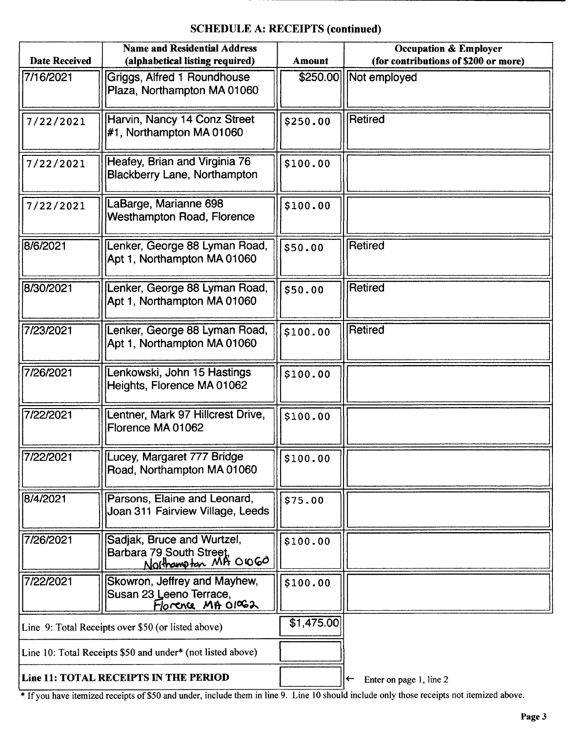## SCHEDULE A: RECEIPTS (continued)

| Date Received | Name and Residential Address (alphabetical listing required) | Amount | Occupation & Employer (for contributions of $200 or more) |
|---|---|---|---|
| 7/16/2021 | Griggs, Alfred 1 Roundhouse Plaza, Northampton MA 01060 | $250.00 | Not employed |
| 7/22/2021 | Harvin, Nancy 14 Conz Street #1, Northampton MA 01060 | $250.00 | Retired |
| 7/22/2021 | Heafey, Brian and Virginia 76 Blackberry Lane, Northampton | $100.00 | |
| 7/22/2021 | LaBarge, Marianne 698 Westhampton Road, Florence | $100.00 | |
| 8/6/2021 | Lenker, George 88 Lyman Road, Apt 1, Northampton MA 01060 | $50.00 | Retired |
| 8/30/2021 | Lenker, George 88 Lyman Road, Apt 1, Northampton MA 01060 | $50.00 | Retired |
| 7/23/2021 | Lenker, George 88 Lyman Road, Apt 1, Northampton MA 01060 | $100.00 | Retired |
| 7/26/2021 | Lenkowski, John 15 Hastings Heights, Florence MA 01062 | $100.00 | |
| 7/22/2021 | Lentner, Mark 97 Hillcrest Drive, Florence MA 01062 | $100.00 | |
| 7/22/2021 | Lucey, Margaret 777 Bridge Road, Northampton MA 01060 | $100.00 | |
| 8/4/2021 | Parsons, Elaine and Leonard, Joan 311 Fairview Village, Leeds | $75.00 | |
| 7/26/2021 | Sadjak, Bruce and Wurtzel, Barbara 79 South Street, Northampton MA 01060 | $100.00 | |
| 7/22/2021 | Skowron, Jeffrey and Mayhew, Susan 23 Leeno Terrace, Florence MA 01062 | $100.00 | |
| Line 9: Total Receipts over $50 (or listed above) | | $1,475.00 | |
| Line 10: Total Receipts $50 and under* (not listed above) | | | |
| **Line 11: TOTAL RECEIPTS IN THE PERIOD** | | | ← Enter on page 1, line 2 |

* If you have itemized receipts of $50 and under, include them in line 9. Line 10 should include only those receipts not itemized above.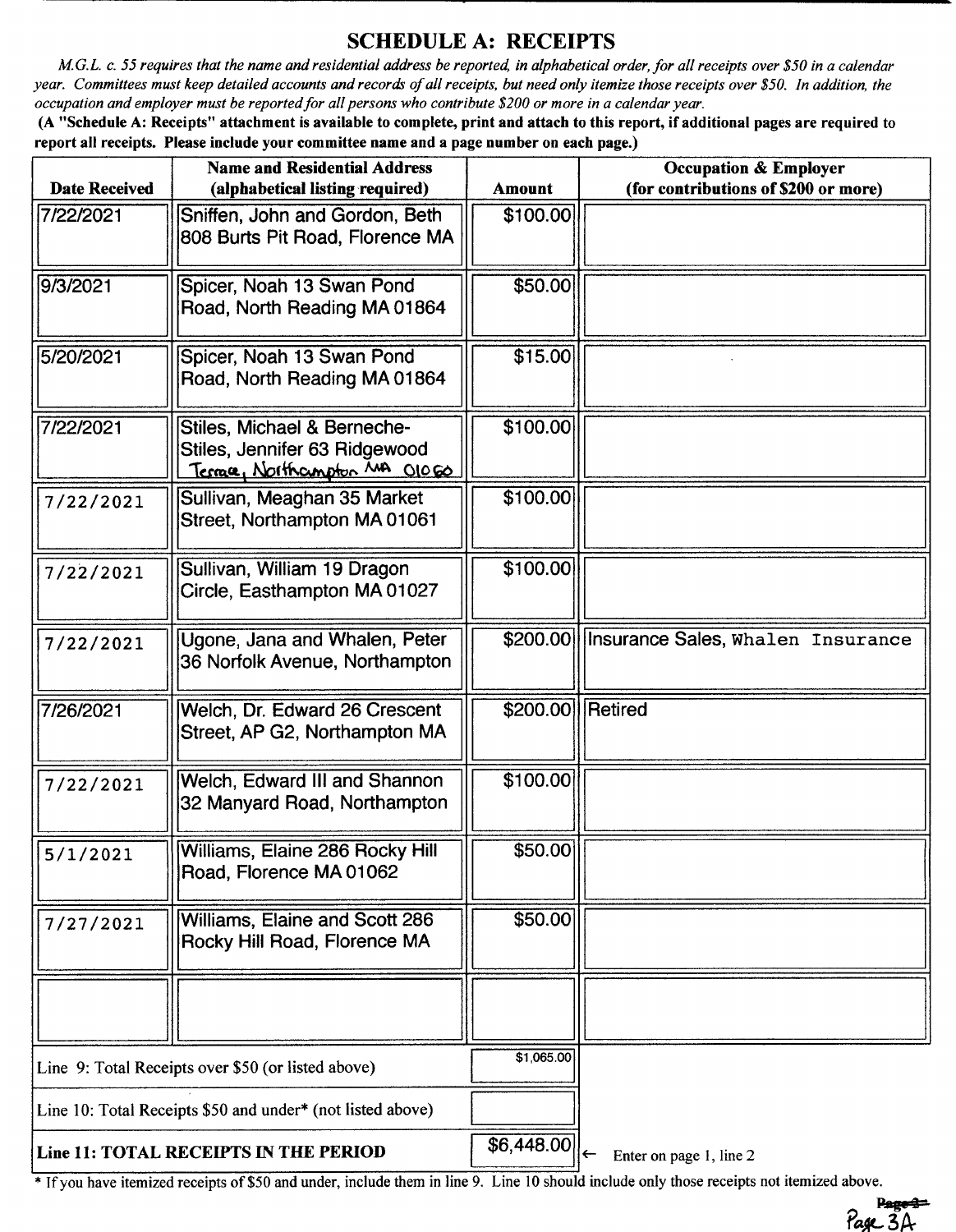## SCHEDULE A: RECEIPTS

*M.G.L. c. 55 requires that the name and residential address be reported, in alphabetical order, for all receipts over $50 in a calendar year. Committees must keep detailed accounts and records of all receipts, but need only itemize those receipts over $50. In addition, the occupation and employer must be reported for all persons who contribute $200 or more in a calendar year.*

**(A "Schedule A: Receipts" attachment is available to complete, print and attach to this report, if additional pages are required to report all receipts. Please include your committee name and a page number on each page.)**

| Date Received | Name and Residential Address (alphabetical listing required) | Amount | Occupation & Employer (for contributions of $200 or more) |
|---|---|---|---|
| 7/22/2021 | Sniffen, John and Gordon, Beth 808 Burts Pit Road, Florence MA | $100.00 | |
| 9/3/2021 | Spicer, Noah 13 Swan Pond Road, North Reading MA 01864 | $50.00 | |
| 5/20/2021 | Spicer, Noah 13 Swan Pond Road, North Reading MA 01864 | $15.00 | |
| 7/22/2021 | Stiles, Michael & Berneche-Stiles, Jennifer 63 Ridgewood Terrace, Northampton MA 01060 | $100.00 | |
| 7/22/2021 | Sullivan, Meaghan 35 Market Street, Northampton MA 01061 | $100.00 | |
| 7/22/2021 | Sullivan, William 19 Dragon Circle, Easthampton MA 01027 | $100.00 | |
| 7/22/2021 | Ugone, Jana and Whalen, Peter 36 Norfolk Avenue, Northampton | $200.00 | Insurance Sales, Whalen Insurance |
| 7/26/2021 | Welch, Dr. Edward 26 Crescent Street, AP G2, Northampton MA | $200.00 | Retired |
| 7/22/2021 | Welch, Edward III and Shannon 32 Manyard Road, Northampton | $100.00 | |
| 5/1/2021 | Williams, Elaine 286 Rocky Hill Road, Florence MA 01062 | $50.00 | |
| 7/27/2021 | Williams, Elaine and Scott 286 Rocky Hill Road, Florence MA | $50.00 | |
| | | | |

| | | |
|---|---|---|
| Line 9: Total Receipts over $50 (or listed above) | $1,065.00 | |
| Line 10: Total Receipts $50 and under* (not listed above) | | |
| **Line 11: TOTAL RECEIPTS IN THE PERIOD** | $6,448.00 | ← Enter on page 1, line 2 |

\* If you have itemized receipts of $50 and under, include them in line 9. Line 10 should include only those receipts not itemized above.

~~Page 3~~ Page 3A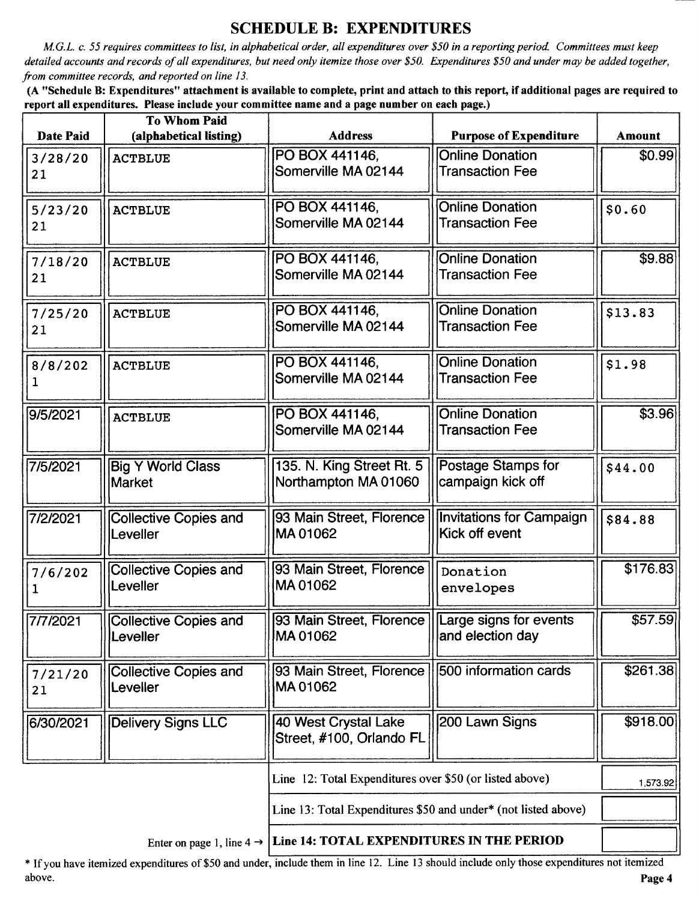# SCHEDULE B: EXPENDITURES

*M.G.L. c. 55 requires committees to list, in alphabetical order, all expenditures over $50 in a reporting period. Committees must keep detailed accounts and records of all expenditures, but need only itemize those over $50. Expenditures $50 and under may be added together, from committee records, and reported on line 13.*

**(A "Schedule B: Expenditures" attachment is available to complete, print and attach to this report, if additional pages are required to report all expenditures. Please include your committee name and a page number on each page.)**

| Date Paid | To Whom Paid (alphabetical listing) | Address | Purpose of Expenditure | Amount |
|---|---|---|---|---|
| 3/28/2021 | ACTBLUE | PO BOX 441146, Somerville MA 02144 | Online Donation Transaction Fee | $0.99 |
| 5/23/2021 | ACTBLUE | PO BOX 441146, Somerville MA 02144 | Online Donation Transaction Fee | $0.60 |
| 7/18/2021 | ACTBLUE | PO BOX 441146, Somerville MA 02144 | Online Donation Transaction Fee | $9.88 |
| 7/25/2021 | ACTBLUE | PO BOX 441146, Somerville MA 02144 | Online Donation Transaction Fee | $13.83 |
| 8/8/2021 | ACTBLUE | PO BOX 441146, Somerville MA 02144 | Online Donation Transaction Fee | $1.98 |
| 9/5/2021 | ACTBLUE | PO BOX 441146, Somerville MA 02144 | Online Donation Transaction Fee | $3.96 |
| 7/5/2021 | Big Y World Class Market | 135. N. King Street Rt. 5 Northampton MA 01060 | Postage Stamps for campaign kick off | $44.00 |
| 7/2/2021 | Collective Copies and Leveller | 93 Main Street, Florence MA 01062 | Invitations for Campaign Kick off event | $84.88 |
| 7/6/2021 | Collective Copies and Leveller | 93 Main Street, Florence MA 01062 | Donation envelopes | $176.83 |
| 7/7/2021 | Collective Copies and Leveller | 93 Main Street, Florence MA 01062 | Large signs for events and election day | $57.59 |
| 7/21/2021 | Collective Copies and Leveller | 93 Main Street, Florence MA 01062 | 500 information cards | $261.38 |
| 6/30/2021 | Delivery Signs LLC | 40 West Crystal Lake Street, #100, Orlando FL | 200 Lawn Signs | $918.00 |
| | | Line 12: Total Expenditures over $50 (or listed above) | | 1,573.92 |
| | | Line 13: Total Expenditures $50 and under* (not listed above) | | |
| | Enter on page 1, line 4 → | **Line 14: TOTAL EXPENDITURES IN THE PERIOD** | | |

* If you have itemized expenditures of $50 and under, include them in line 12. Line 13 should include only those expenditures not itemized above.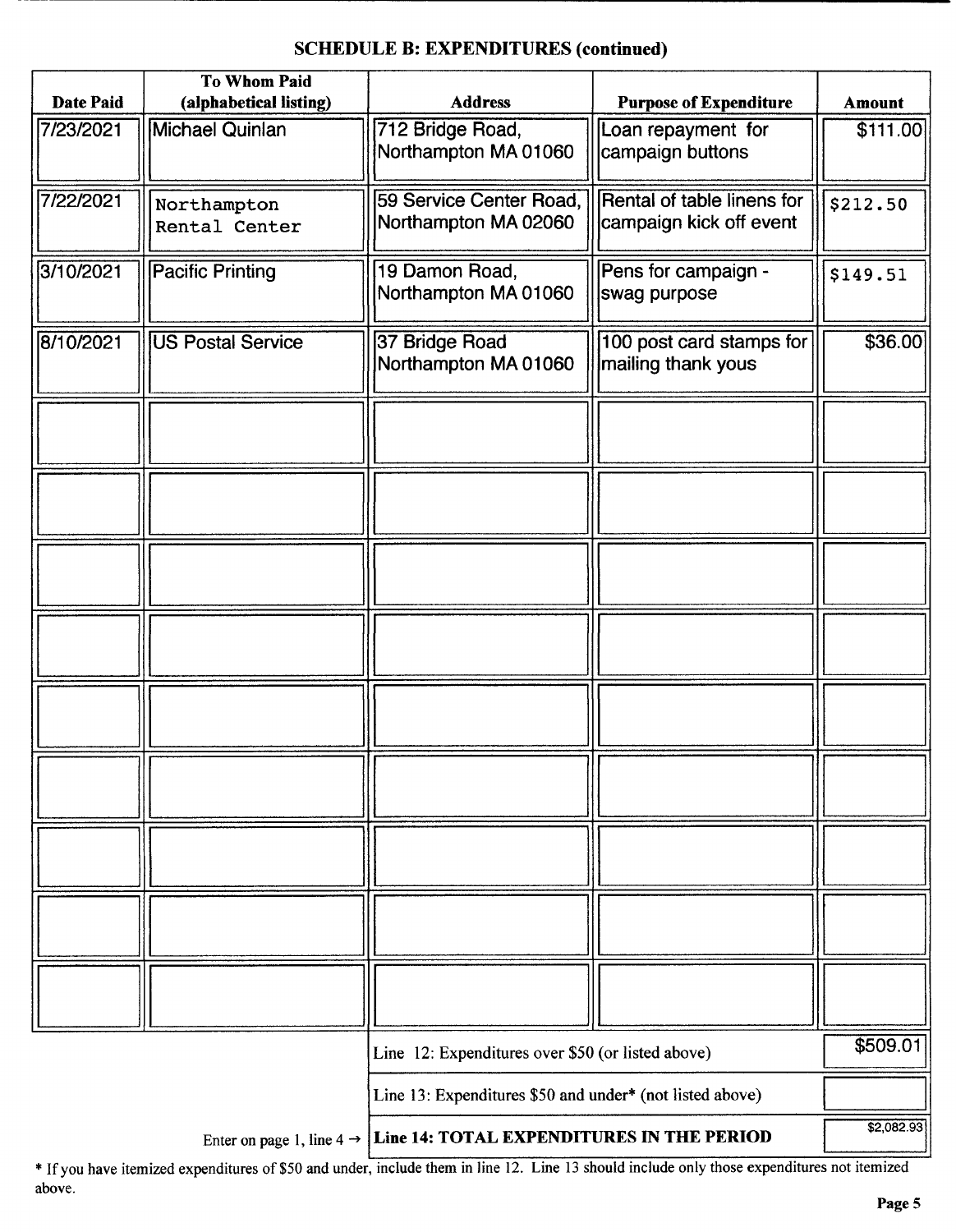**SCHEDULE B: EXPENDITURES (continued)**

| Date Paid | To Whom Paid (alphabetical listing) | Address | Purpose of Expenditure | Amount |
|---|---|---|---|---|
| 7/23/2021 | Michael Quinlan | 712 Bridge Road, Northampton MA 01060 | Loan repayment for campaign buttons | $111.00 |
| 7/22/2021 | Northampton Rental Center | 59 Service Center Road, Northampton MA 02060 | Rental of table linens for campaign kick off event | $212.50 |
| 3/10/2021 | Pacific Printing | 19 Damon Road, Northampton MA 01060 | Pens for campaign - swag purpose | $149.51 |
| 8/10/2021 | US Postal Service | 37 Bridge Road Northampton MA 01060 | 100 post card stamps for mailing thank yous | $36.00 |
| | | | | |
| | | | | |
| | | | | |
| | | | | |
| | | | | |
| | | | | |
| | | | | |
| | | | | |
| | | | | |

| | |
|---|---|
| Line 12: Expenditures over $50 (or listed above) | $509.01 |
| Line 13: Expenditures $50 and under* (not listed above) | |
| Enter on page 1, line 4 → **Line 14: TOTAL EXPENDITURES IN THE PERIOD** | $2,082.93 |

* If you have itemized expenditures of $50 and under, include them in line 12. Line 13 should include only those expenditures not itemized above.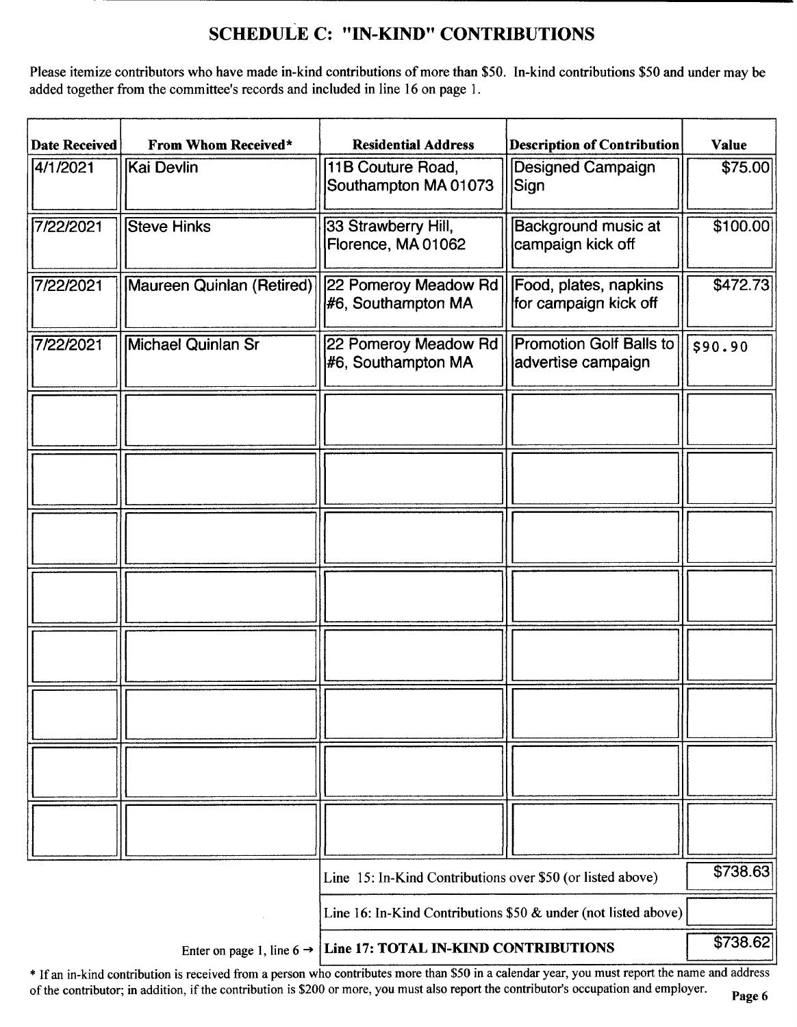# SCHEDULE C: "IN-KIND" CONTRIBUTIONS

Please itemize contributors who have made in-kind contributions of more than $50. In-kind contributions $50 and under may be added together from the committee's records and included in line 16 on page 1.

| Date Received | From Whom Received* | Residential Address | Description of Contribution | Value |
|---|---|---|---|---|
| 4/1/2021 | Kai Devlin | 11B Couture Road, Southampton MA 01073 | Designed Campaign Sign | $75.00 |
| 7/22/2021 | Steve Hinks | 33 Strawberry Hill, Florence, MA 01062 | Background music at campaign kick off | $100.00 |
| 7/22/2021 | Maureen Quinlan (Retired) | 22 Pomeroy Meadow Rd #6, Southampton MA | Food, plates, napkins for campaign kick off | $472.73 |
| 7/22/2021 | Michael Quinlan Sr | 22 Pomeroy Meadow Rd #6, Southampton MA | Promotion Golf Balls to advertise campaign | $90.90 |
| | | | | |
| | | | | |
| | | | | |
| | | | | |
| | | | | |
| | | | | |
| | | | | |
| | | | | |

| | |
|---|---|
| Line 15: In-Kind Contributions over $50 (or listed above) | $738.63 |
| Line 16: In-Kind Contributions $50 & under (not listed above) | |
| Enter on page 1, line 6 → **Line 17: TOTAL IN-KIND CONTRIBUTIONS** | $738.62 |

* If an in-kind contribution is received from a person who contributes more than $50 in a calendar year, you must report the name and address of the contributor; in addition, if the contribution is $200 or more, you must also report the contributor's occupation and employer.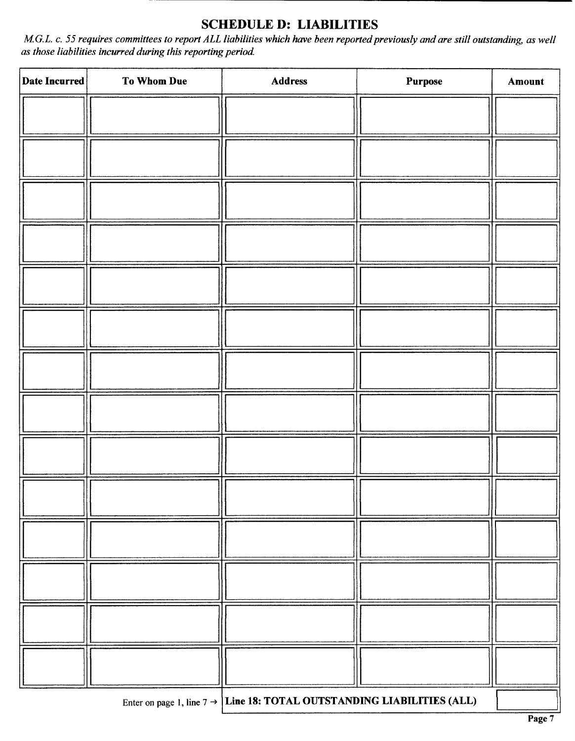## SCHEDULE D: LIABILITIES

*M.G.L. c. 55 requires committees to report ALL liabilities which have been reported previously and are still outstanding, as well as those liabilities incurred during this reporting period.*

| Date Incurred | To Whom Due | Address | Purpose | Amount |
|---|---|---|---|---|
| | | | | |
| | | | | |
| | | | | |
| | | | | |
| | | | | |
| | | | | |
| | | | | |
| | | | | |
| | | | | |
| | | | | |
| | | | | |
| | | | | |
| | | | | |
| | | | | |

Enter on page 1, line 7 → **Line 18: TOTAL OUTSTANDING LIABILITIES (ALL)**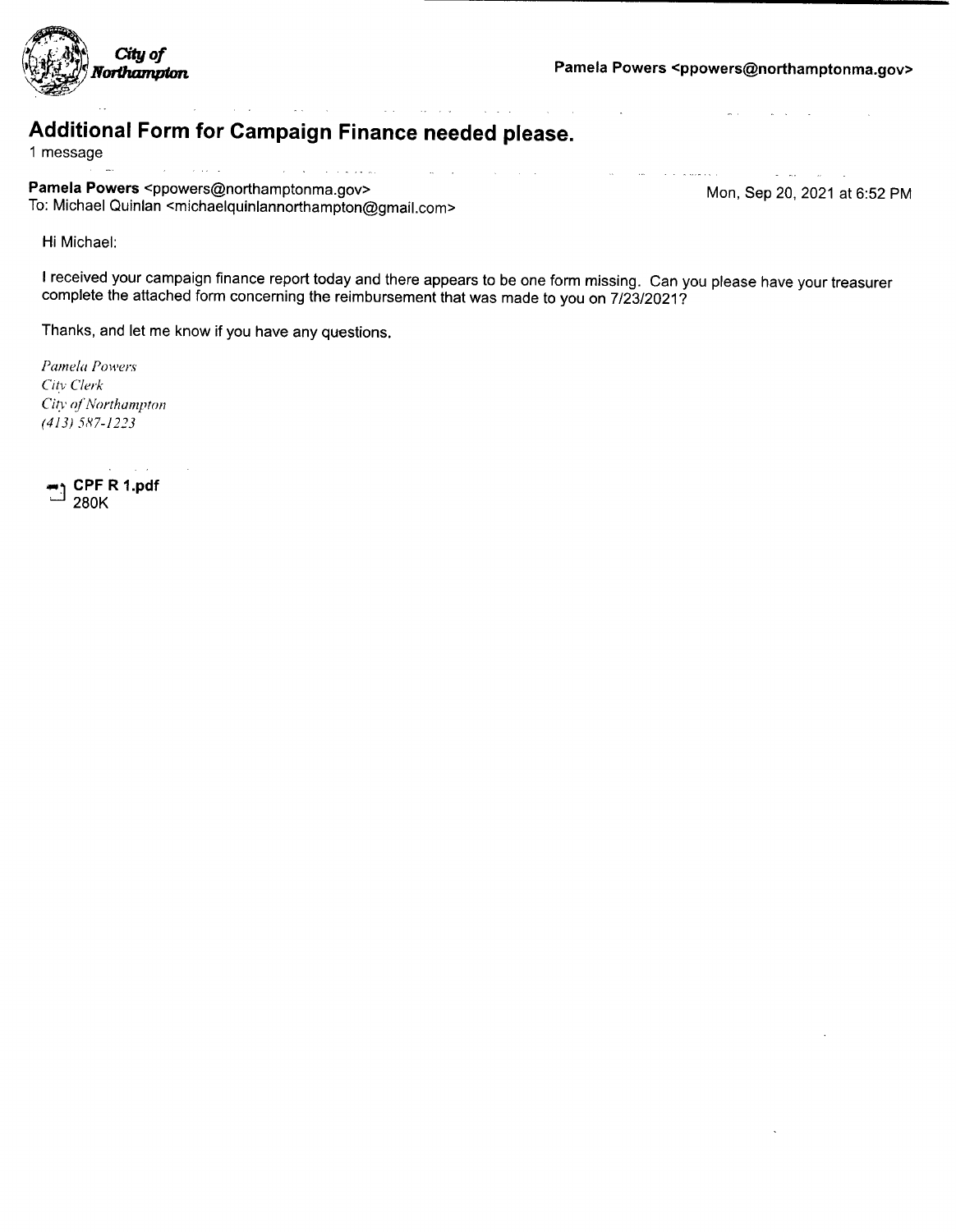City of Northampton

Pamela Powers <ppowers@northamptonma.gov>

## Additional Form for Campaign Finance needed please.

1 message

**Pamela Powers** <ppowers@northamptonma.gov>
To: Michael Quinlan <michaelquinlannorthampton@gmail.com>

Mon, Sep 20, 2021 at 6:52 PM

Hi Michael:

I received your campaign finance report today and there appears to be one form missing. Can you please have your treasurer complete the attached form concerning the reimbursement that was made to you on 7/23/2021?

Thanks, and let me know if you have any questions.

*Pamela Powers*
*City Clerk*
*City of Northampton*
*(413) 587-1223*

**CPF R 1.pdf**
280K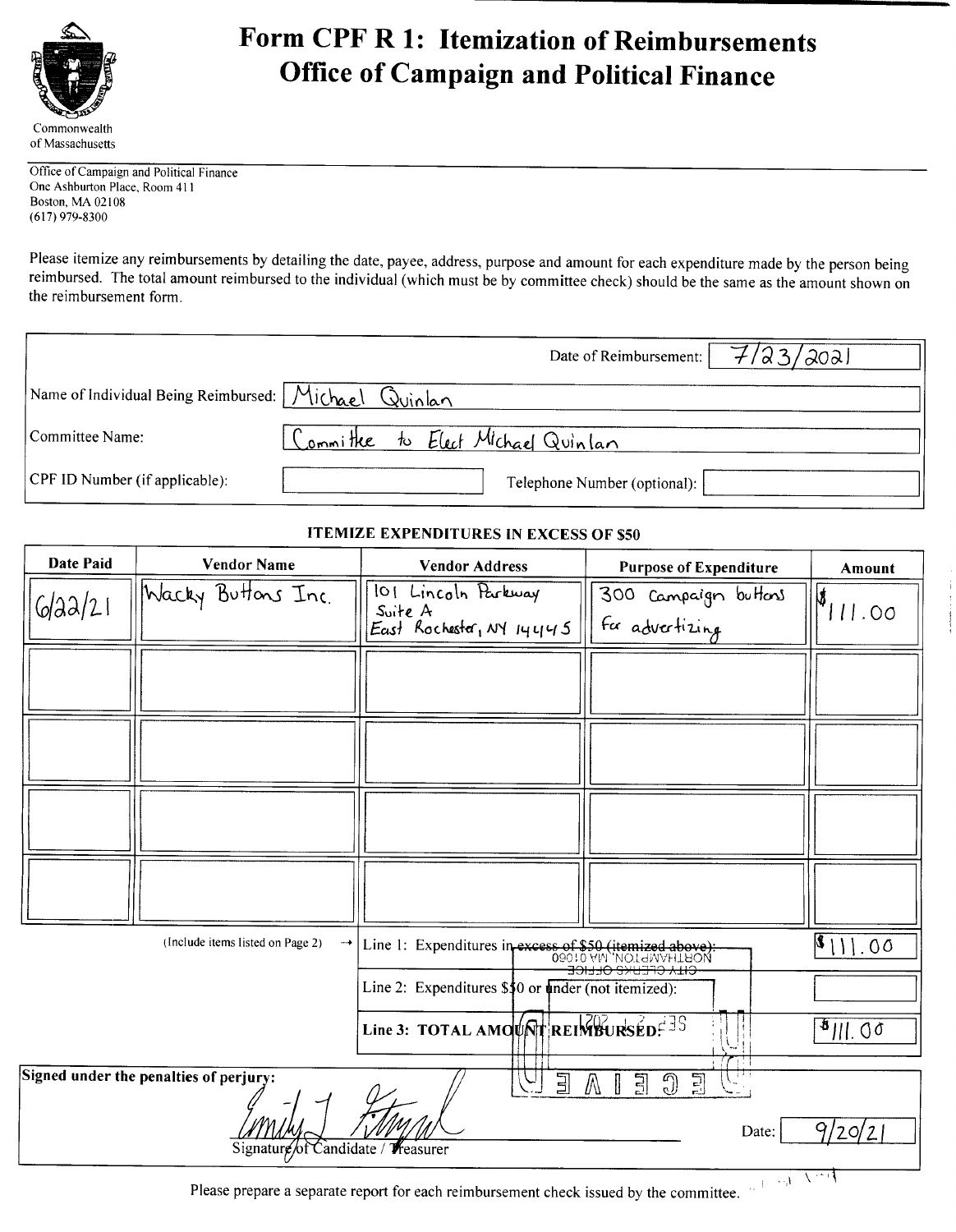Commonwealth of Massachusetts

# Form CPF R 1: Itemization of Reimbursements
# Office of Campaign and Political Finance

Office of Campaign and Political Finance
One Ashburton Place, Room 411
Boston, MA 02108
(617) 979-8300

Please itemize any reimbursements by detailing the date, payee, address, purpose and amount for each expenditure made by the person being reimbursed. The total amount reimbursed to the individual (which must be by committee check) should be the same as the amount shown on the reimbursement form.

Date of Reimbursement: 7/23/2021

Name of Individual Being Reimbursed: Michael Quinlan

Committee Name: Committee to Elect Michael Quinlan

CPF ID Number (if applicable):

Telephone Number (optional):

**ITEMIZE EXPENDITURES IN EXCESS OF $50**

| Date Paid | Vendor Name | Vendor Address | Purpose of Expenditure | Amount |
|---|---|---|---|---|
| 6/22/21 | Wacky Buttons Inc. | 101 Lincoln Parkway Suite A East Rochester, NY 14445 | 300 Campaign buttons for advertising | $111.00 |
| | | | | |
| | | | | |
| | | | | |
| | | | | |

(Include items listed on Page 2) →

| | |
|---|---|
| Line 1: Expenditures in excess of $50 (itemized above): | $111.00 |
| Line 2: Expenditures $50 or under (not itemized): | |
| **Line 3: TOTAL AMOUNT REIMBURSED:** | $111.00 |

RECEIVED SEP 2 1 2021 CITY CLERKS OFFICE NORTHAMPTON, MA 01060

**Signed under the penalties of perjury:**

[Signature: Emily J. Fitzgerald]

Signature of Candidate / Treasurer

Date: 9/20/21

Please prepare a separate report for each reimbursement check issued by the committee.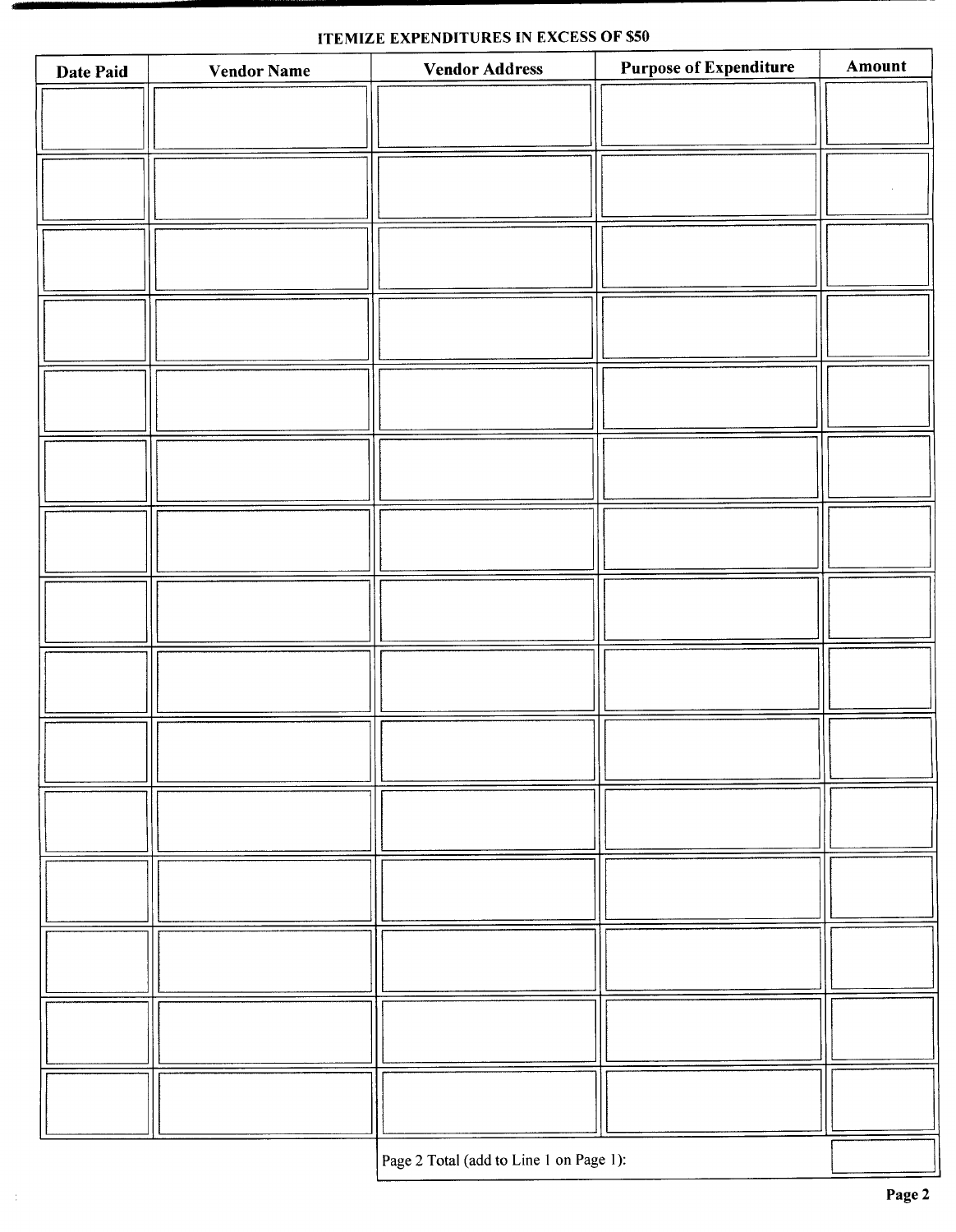## ITEMIZE EXPENDITURES IN EXCESS OF $50

| Date Paid | Vendor Name | Vendor Address | Purpose of Expenditure | Amount |
|---|---|---|---|---|
| | | | | |
| | | | | |
| | | | | |
| | | | | |
| | | | | |
| | | | | |
| | | | | |
| | | | | |
| | | | | |
| | | | | |
| | | | | |
| | | | | |
| | | | | |
| | | | | |
| | | | | |
| | | Page 2 Total (add to Line 1 on Page 1): | | |